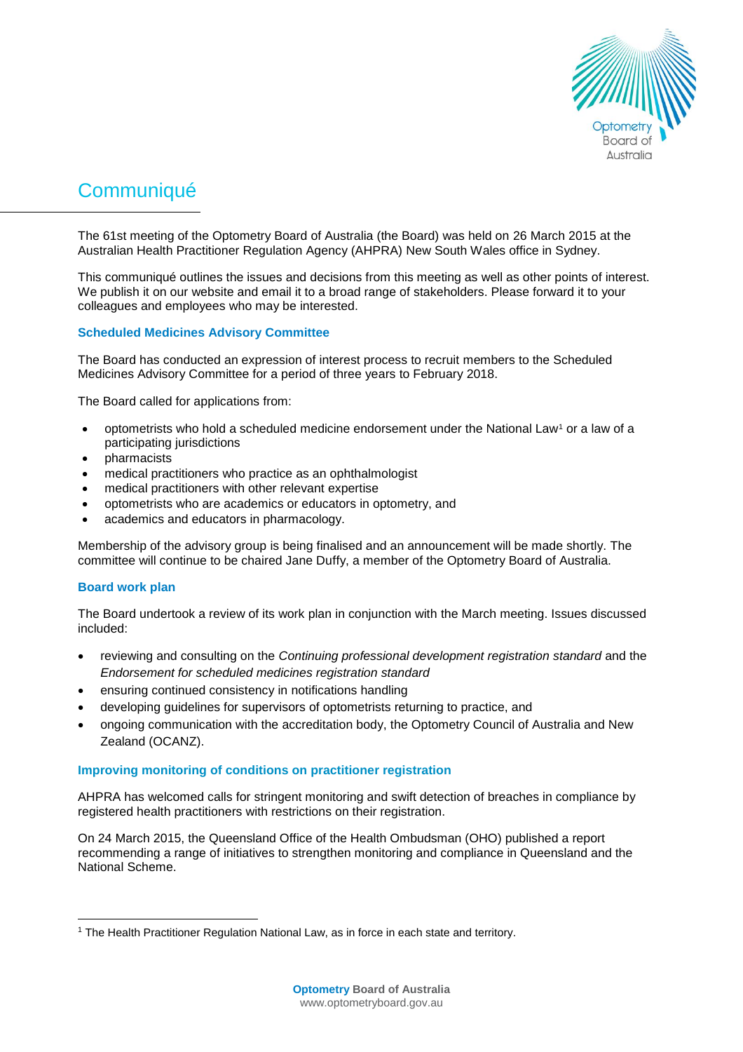# Communiqué

The 61st meeting of the Optometry Board of Australia (the Board) was held on 26 March 2015 at the Australian Health Practitioner Regulation Agency (AHPRA) New South Wales office in Sydney.

This communiqué outlines the issues and decisions from this meeting as well as other points of interest. We publish it on our website and email it to a broad range of stakeholders. Please forward it to your colleagues and employees who may be interested.

## Scheduled Medicines Advisory Committee

The Board has conducted an expression of interest process to recruit members to the Scheduled Medicines Advisory Committee for a period of three years to February 2018.

The Board called for applications from:

- optometrists who hold a scheduled medicine endorsement under the National Law[1] or a law of a participating jurisdictions
- pharmacists
- medical practitioners who practice as an ophthalmologist
- medical practitioners with other relevant expertise
- optometrists who are academics or educators in optometry, and
- academics and educators in pharmacology.

Membership of the advisory group is being finalised and an announcement will be made shortly. The committee will continue to be chaired Jane Duffy, a member of the Optometry Board of Australia.

## Board work plan

The Board undertook a review of its work plan in conjunction with the March meeting. Issues discussed included:

- reviewing and consulting on the *Continuing professional development registration standard* and the *Endorsement for scheduled medicines registration standard*
- ensuring continued consistency in notifications handling
- developing guidelines for supervisors of optometrists returning to practice, and
- ongoing communication with the accreditation body, the Optometry Council of Australia and New Zealand (OCANZ).

## Improving monitoring of conditions on practitioner registration

AHPRA has welcomed calls for stringent monitoring and swift detection of breaches in compliance by registered health practitioners with restrictions on their registration.

On 24 March 2015, the Queensland Office of the Health Ombudsman (OHO) published a report recommending a range of initiatives to strengthen monitoring and compliance in Queensland and the National Scheme.

---

[1] The Health Practitioner Regulation National Law, as in force in each state and territory.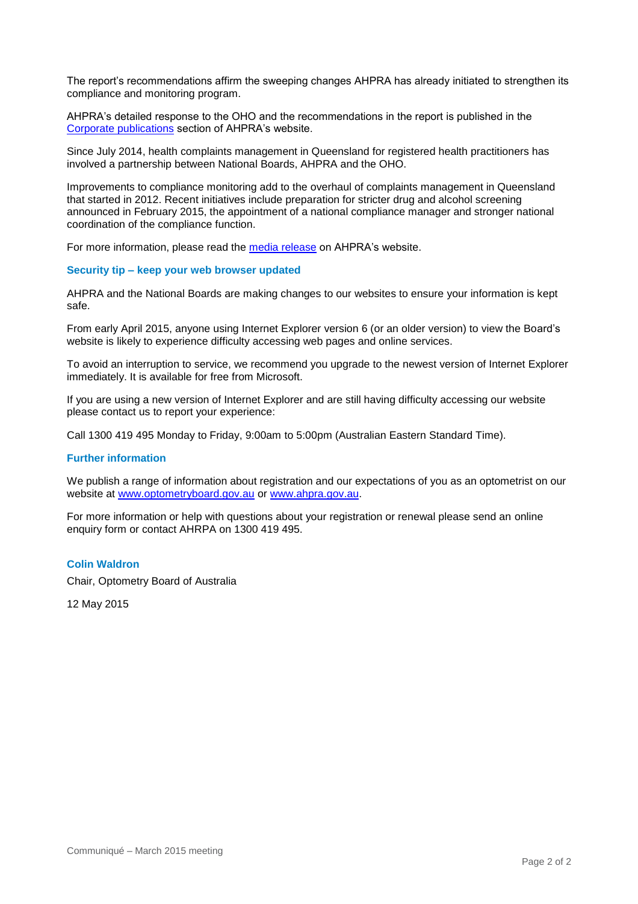The report's recommendations affirm the sweeping changes AHPRA has already initiated to strengthen its compliance and monitoring program.

AHPRA's detailed response to the OHO and the recommendations in the report is published in the [Corporate publications]() section of AHPRA's website.

Since July 2014, health complaints management in Queensland for registered health practitioners has involved a partnership between National Boards, AHPRA and the OHO.

Improvements to compliance monitoring add to the overhaul of complaints management in Queensland that started in 2012. Recent initiatives include preparation for stricter drug and alcohol screening announced in February 2015, the appointment of a national compliance manager and stronger national coordination of the compliance function.

For more information, please read the [media release]() on AHPRA's website.

### Security tip – keep your web browser updated

AHPRA and the National Boards are making changes to our websites to ensure your information is kept safe.

From early April 2015, anyone using Internet Explorer version 6 (or an older version) to view the Board's website is likely to experience difficulty accessing web pages and online services.

To avoid an interruption to service, we recommend you upgrade to the newest version of Internet Explorer immediately. It is available for free from Microsoft.

If you are using a new version of Internet Explorer and are still having difficulty accessing our website please contact us to report your experience:

Call 1300 419 495 Monday to Friday, 9:00am to 5:00pm (Australian Eastern Standard Time).

### Further information

We publish a range of information about registration and our expectations of you as an optometrist on our website at [www.optometryboard.gov.au](http://www.optometryboard.gov.au) or [www.ahpra.gov.au](http://www.ahpra.gov.au).

For more information or help with questions about your registration or renewal please send an online enquiry form or contact AHRPA on 1300 419 495.

**Colin Waldron**

Chair, Optometry Board of Australia

12 May 2015